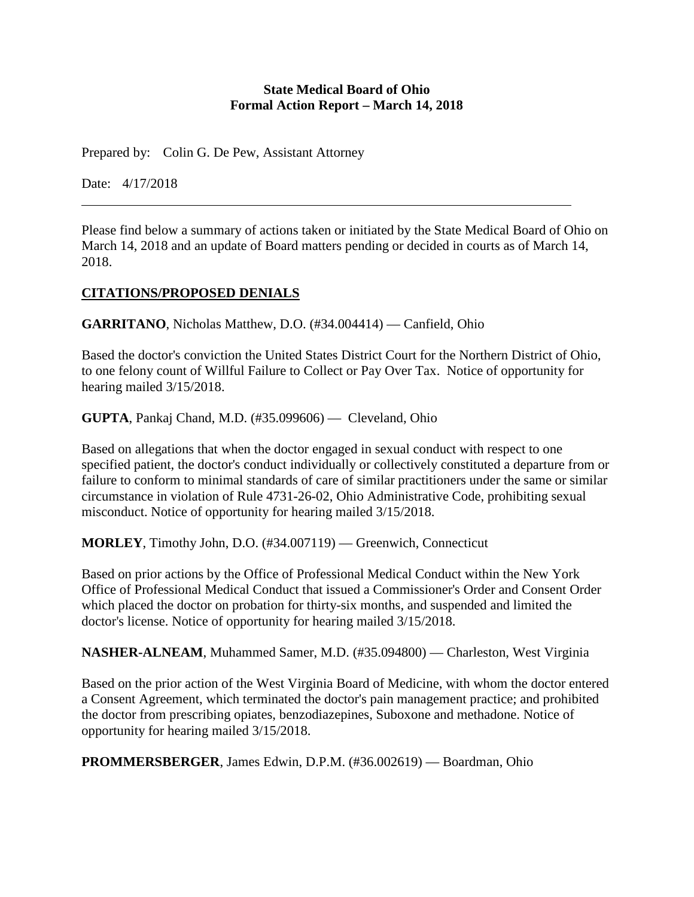**State Medical Board of Ohio**
**Formal Action Report – March 14, 2018**

Prepared by: Colin G. De Pew, Assistant Attorney

Date: 4/17/2018

---

Please find below a summary of actions taken or initiated by the State Medical Board of Ohio on March 14, 2018 and an update of Board matters pending or decided in courts as of March 14, 2018.

## CITATIONS/PROPOSED DENIALS

**GARRITANO**, Nicholas Matthew, D.O. (#34.004414) — Canfield, Ohio

Based the doctor's conviction the United States District Court for the Northern District of Ohio, to one felony count of Willful Failure to Collect or Pay Over Tax. Notice of opportunity for hearing mailed 3/15/2018.

**GUPTA**, Pankaj Chand, M.D. (#35.099606) — Cleveland, Ohio

Based on allegations that when the doctor engaged in sexual conduct with respect to one specified patient, the doctor's conduct individually or collectively constituted a departure from or failure to conform to minimal standards of care of similar practitioners under the same or similar circumstance in violation of Rule 4731-26-02, Ohio Administrative Code, prohibiting sexual misconduct. Notice of opportunity for hearing mailed 3/15/2018.

**MORLEY**, Timothy John, D.O. (#34.007119) — Greenwich, Connecticut

Based on prior actions by the Office of Professional Medical Conduct within the New York Office of Professional Medical Conduct that issued a Commissioner's Order and Consent Order which placed the doctor on probation for thirty-six months, and suspended and limited the doctor's license. Notice of opportunity for hearing mailed 3/15/2018.

**NASHER-ALNEAM**, Muhammed Samer, M.D. (#35.094800) — Charleston, West Virginia

Based on the prior action of the West Virginia Board of Medicine, with whom the doctor entered a Consent Agreement, which terminated the doctor's pain management practice; and prohibited the doctor from prescribing opiates, benzodiazepines, Suboxone and methadone. Notice of opportunity for hearing mailed 3/15/2018.

**PROMMERSBERGER**, James Edwin, D.P.M. (#36.002619) — Boardman, Ohio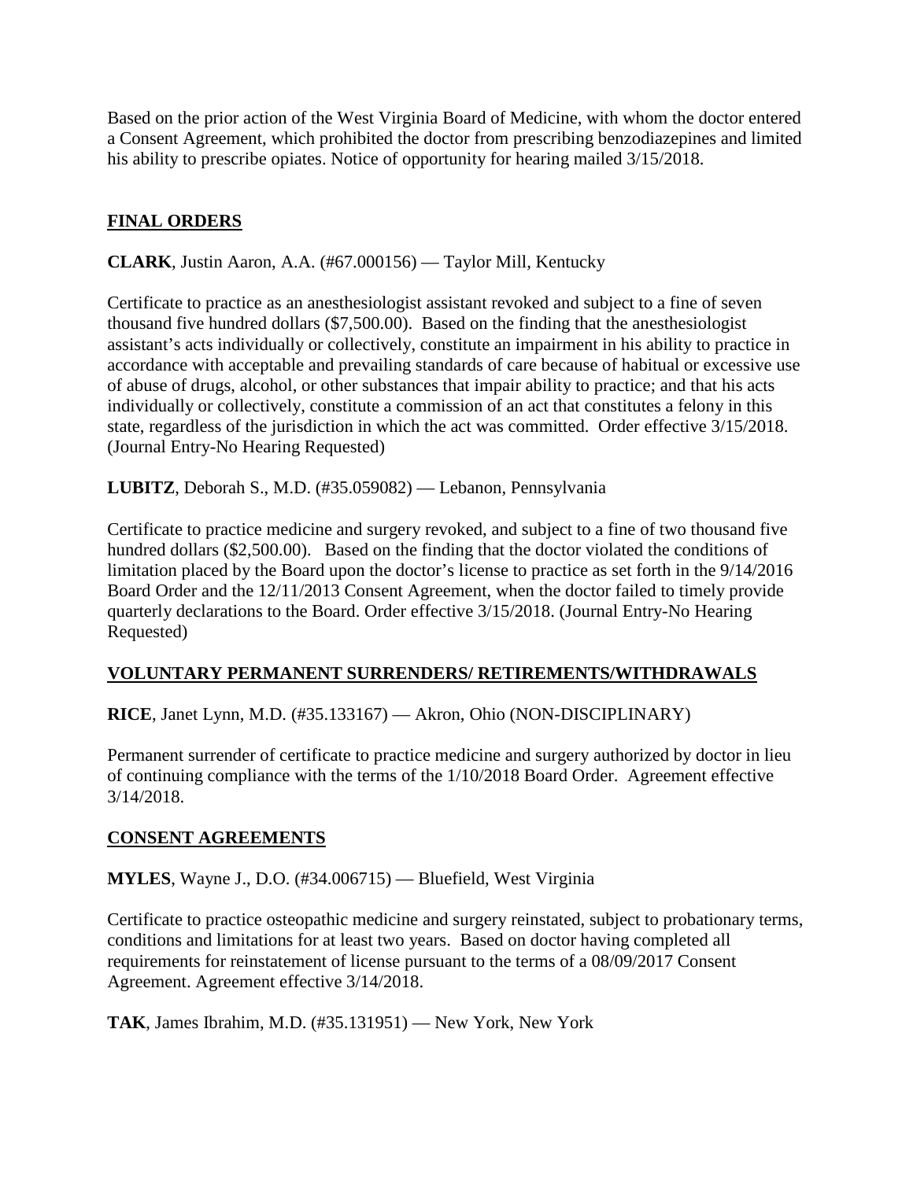Based on the prior action of the West Virginia Board of Medicine, with whom the doctor entered a Consent Agreement, which prohibited the doctor from prescribing benzodiazepines and limited his ability to prescribe opiates. Notice of opportunity for hearing mailed 3/15/2018.

## FINAL ORDERS

**CLARK**, Justin Aaron, A.A. (#67.000156) — Taylor Mill, Kentucky

Certificate to practice as an anesthesiologist assistant revoked and subject to a fine of seven thousand five hundred dollars ($7,500.00). Based on the finding that the anesthesiologist assistant's acts individually or collectively, constitute an impairment in his ability to practice in accordance with acceptable and prevailing standards of care because of habitual or excessive use of abuse of drugs, alcohol, or other substances that impair ability to practice; and that his acts individually or collectively, constitute a commission of an act that constitutes a felony in this state, regardless of the jurisdiction in which the act was committed. Order effective 3/15/2018. (Journal Entry-No Hearing Requested)

**LUBITZ**, Deborah S., M.D. (#35.059082) — Lebanon, Pennsylvania

Certificate to practice medicine and surgery revoked, and subject to a fine of two thousand five hundred dollars ($2,500.00). Based on the finding that the doctor violated the conditions of limitation placed by the Board upon the doctor's license to practice as set forth in the 9/14/2016 Board Order and the 12/11/2013 Consent Agreement, when the doctor failed to timely provide quarterly declarations to the Board. Order effective 3/15/2018. (Journal Entry-No Hearing Requested)

## VOLUNTARY PERMANENT SURRENDERS/ RETIREMENTS/WITHDRAWALS

**RICE**, Janet Lynn, M.D. (#35.133167) — Akron, Ohio (NON-DISCIPLINARY)

Permanent surrender of certificate to practice medicine and surgery authorized by doctor in lieu of continuing compliance with the terms of the 1/10/2018 Board Order. Agreement effective 3/14/2018.

## CONSENT AGREEMENTS

**MYLES**, Wayne J., D.O. (#34.006715) — Bluefield, West Virginia

Certificate to practice osteopathic medicine and surgery reinstated, subject to probationary terms, conditions and limitations for at least two years. Based on doctor having completed all requirements for reinstatement of license pursuant to the terms of a 08/09/2017 Consent Agreement. Agreement effective 3/14/2018.

**TAK**, James Ibrahim, M.D. (#35.131951) — New York, New York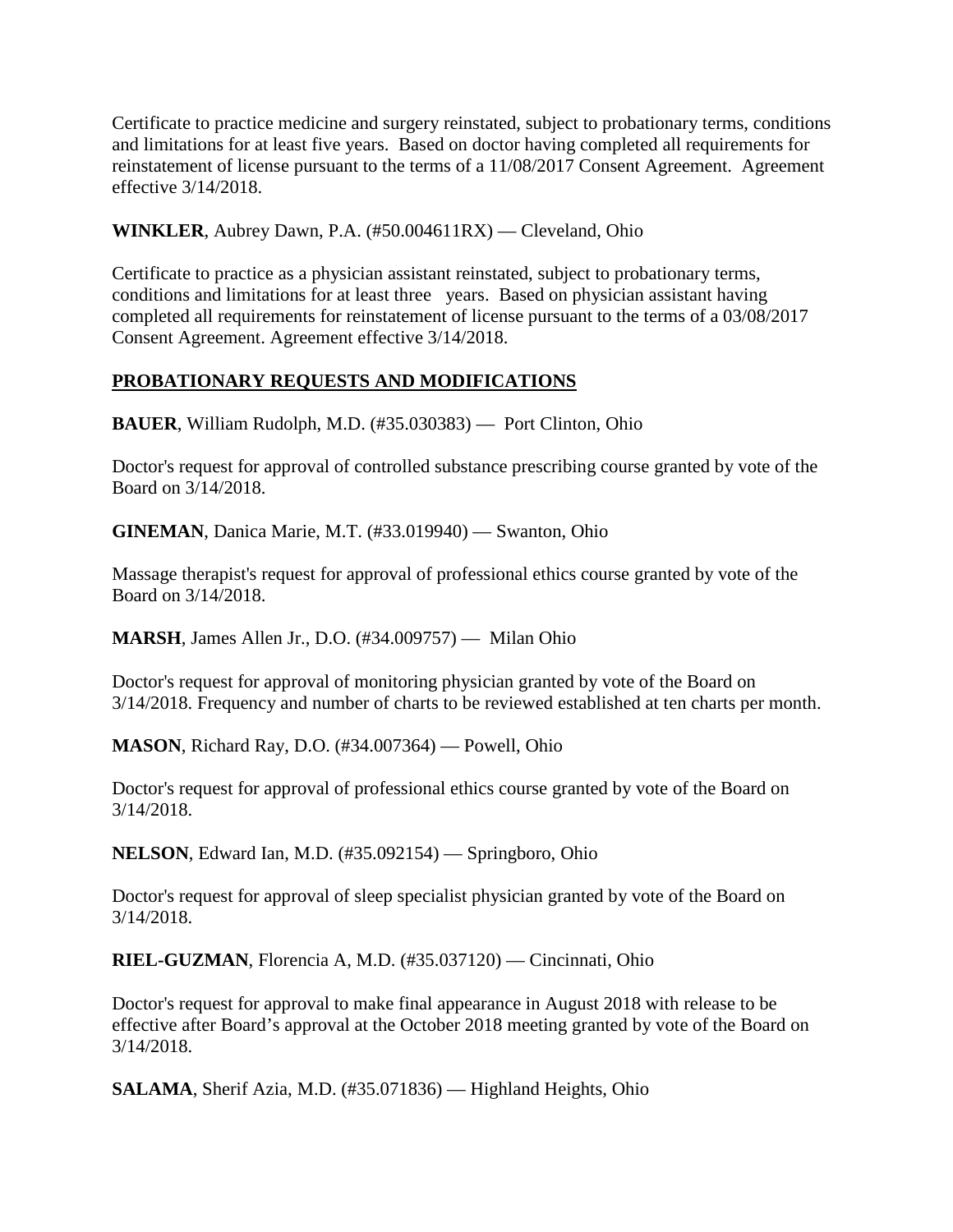Certificate to practice medicine and surgery reinstated, subject to probationary terms, conditions and limitations for at least five years. Based on doctor having completed all requirements for reinstatement of license pursuant to the terms of a 11/08/2017 Consent Agreement. Agreement effective 3/14/2018.

**WINKLER**, Aubrey Dawn, P.A. (#50.004611RX) — Cleveland, Ohio

Certificate to practice as a physician assistant reinstated, subject to probationary terms, conditions and limitations for at least three years. Based on physician assistant having completed all requirements for reinstatement of license pursuant to the terms of a 03/08/2017 Consent Agreement. Agreement effective 3/14/2018.

## PROBATIONARY REQUESTS AND MODIFICATIONS

**BAUER**, William Rudolph, M.D. (#35.030383) — Port Clinton, Ohio

Doctor's request for approval of controlled substance prescribing course granted by vote of the Board on 3/14/2018.

**GINEMAN**, Danica Marie, M.T. (#33.019940) — Swanton, Ohio

Massage therapist's request for approval of professional ethics course granted by vote of the Board on 3/14/2018.

**MARSH**, James Allen Jr., D.O. (#34.009757) — Milan Ohio

Doctor's request for approval of monitoring physician granted by vote of the Board on 3/14/2018. Frequency and number of charts to be reviewed established at ten charts per month.

**MASON**, Richard Ray, D.O. (#34.007364) — Powell, Ohio

Doctor's request for approval of professional ethics course granted by vote of the Board on 3/14/2018.

**NELSON**, Edward Ian, M.D. (#35.092154) — Springboro, Ohio

Doctor's request for approval of sleep specialist physician granted by vote of the Board on 3/14/2018.

**RIEL-GUZMAN**, Florencia A, M.D. (#35.037120) — Cincinnati, Ohio

Doctor's request for approval to make final appearance in August 2018 with release to be effective after Board's approval at the October 2018 meeting granted by vote of the Board on 3/14/2018.

**SALAMA**, Sherif Azia, M.D. (#35.071836) — Highland Heights, Ohio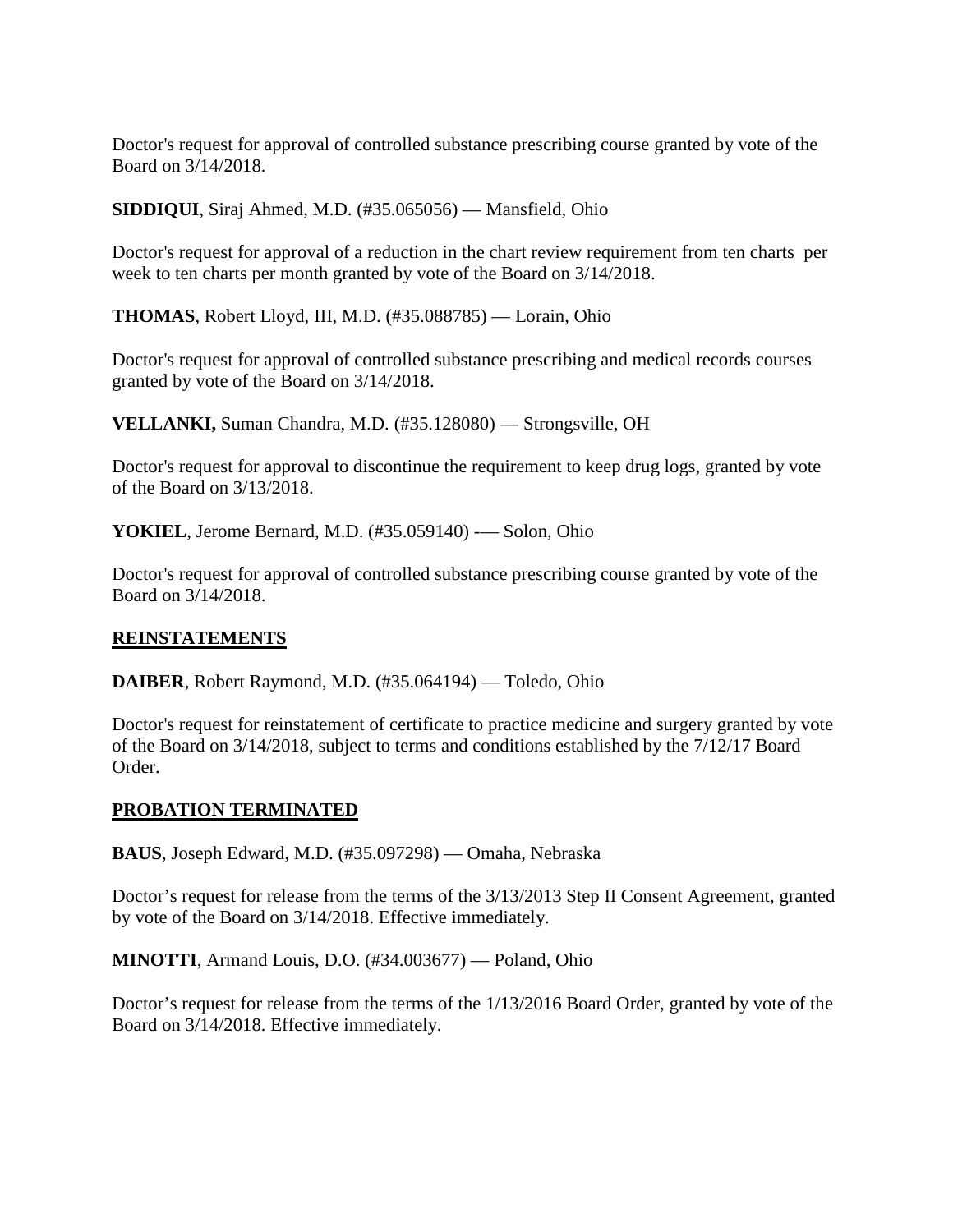Doctor's request for approval of controlled substance prescribing course granted by vote of the Board on 3/14/2018.

**SIDDIQUI**, Siraj Ahmed, M.D. (#35.065056) — Mansfield, Ohio

Doctor's request for approval of a reduction in the chart review requirement from ten charts per week to ten charts per month granted by vote of the Board on 3/14/2018.

**THOMAS**, Robert Lloyd, III, M.D. (#35.088785) — Lorain, Ohio

Doctor's request for approval of controlled substance prescribing and medical records courses granted by vote of the Board on 3/14/2018.

**VELLANKI,** Suman Chandra, M.D. (#35.128080) — Strongsville, OH

Doctor's request for approval to discontinue the requirement to keep drug logs, granted by vote of the Board on 3/13/2018.

**YOKIEL**, Jerome Bernard, M.D. (#35.059140) -— Solon, Ohio

Doctor's request for approval of controlled substance prescribing course granted by vote of the Board on 3/14/2018.

## REINSTATEMENTS

**DAIBER**, Robert Raymond, M.D. (#35.064194) — Toledo, Ohio

Doctor's request for reinstatement of certificate to practice medicine and surgery granted by vote of the Board on 3/14/2018, subject to terms and conditions established by the 7/12/17 Board Order.

## PROBATION TERMINATED

**BAUS**, Joseph Edward, M.D. (#35.097298) — Omaha, Nebraska

Doctor's request for release from the terms of the 3/13/2013 Step II Consent Agreement, granted by vote of the Board on 3/14/2018. Effective immediately.

**MINOTTI**, Armand Louis, D.O. (#34.003677) — Poland, Ohio

Doctor's request for release from the terms of the 1/13/2016 Board Order, granted by vote of the Board on 3/14/2018. Effective immediately.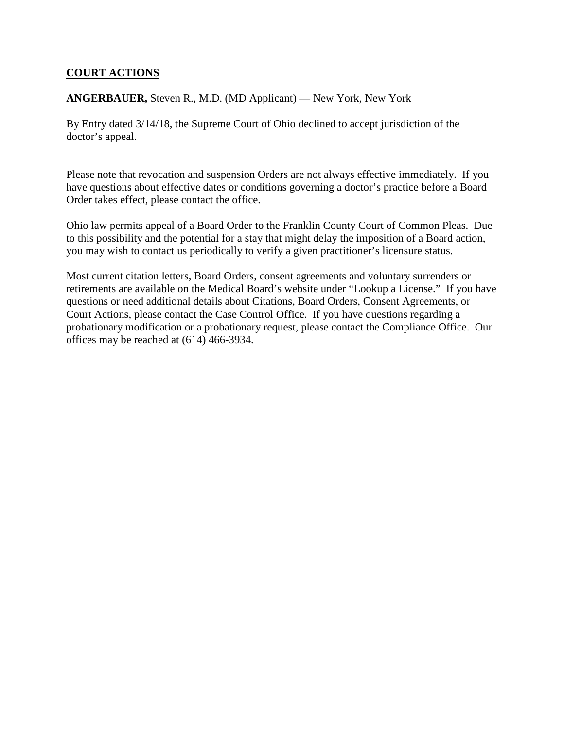## COURT ACTIONS

**ANGERBAUER,** Steven R., M.D. (MD Applicant) — New York, New York

By Entry dated 3/14/18, the Supreme Court of Ohio declined to accept jurisdiction of the doctor's appeal.

Please note that revocation and suspension Orders are not always effective immediately. If you have questions about effective dates or conditions governing a doctor's practice before a Board Order takes effect, please contact the office.

Ohio law permits appeal of a Board Order to the Franklin County Court of Common Pleas. Due to this possibility and the potential for a stay that might delay the imposition of a Board action, you may wish to contact us periodically to verify a given practitioner's licensure status.

Most current citation letters, Board Orders, consent agreements and voluntary surrenders or retirements are available on the Medical Board's website under "Lookup a License." If you have questions or need additional details about Citations, Board Orders, Consent Agreements, or Court Actions, please contact the Case Control Office. If you have questions regarding a probationary modification or a probationary request, please contact the Compliance Office. Our offices may be reached at (614) 466-3934.